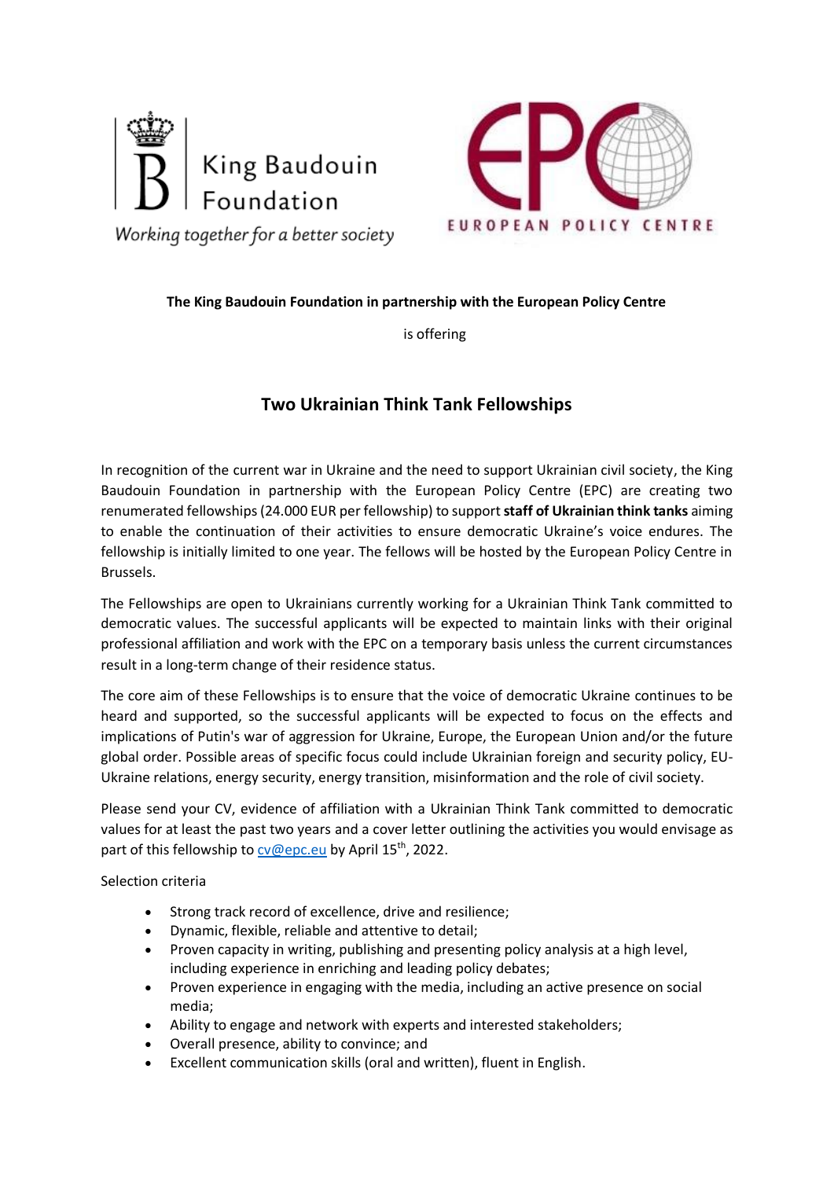King Baudouin Foundation

*Working together for a better society*

EPC

EUROPEAN POLICY CENTRE

**The King Baudouin Foundation in partnership with the European Policy Centre**

is offering

## Two Ukrainian Think Tank Fellowships

In recognition of the current war in Ukraine and the need to support Ukrainian civil society, the King Baudouin Foundation in partnership with the European Policy Centre (EPC) are creating two renumerated fellowships (24.000 EUR per fellowship) to support **staff of Ukrainian think tanks** aiming to enable the continuation of their activities to ensure democratic Ukraine's voice endures. The fellowship is initially limited to one year. The fellows will be hosted by the European Policy Centre in Brussels.

The Fellowships are open to Ukrainians currently working for a Ukrainian Think Tank committed to democratic values. The successful applicants will be expected to maintain links with their original professional affiliation and work with the EPC on a temporary basis unless the current circumstances result in a long-term change of their residence status.

The core aim of these Fellowships is to ensure that the voice of democratic Ukraine continues to be heard and supported, so the successful applicants will be expected to focus on the effects and implications of Putin's war of aggression for Ukraine, Europe, the European Union and/or the future global order. Possible areas of specific focus could include Ukrainian foreign and security policy, EU-Ukraine relations, energy security, energy transition, misinformation and the role of civil society.

Please send your CV, evidence of affiliation with a Ukrainian Think Tank committed to democratic values for at least the past two years and a cover letter outlining the activities you would envisage as part of this fellowship to cv@epc.eu by April 15th, 2022.

Selection criteria

- Strong track record of excellence, drive and resilience;
- Dynamic, flexible, reliable and attentive to detail;
- Proven capacity in writing, publishing and presenting policy analysis at a high level, including experience in enriching and leading policy debates;
- Proven experience in engaging with the media, including an active presence on social media;
- Ability to engage and network with experts and interested stakeholders;
- Overall presence, ability to convince; and
- Excellent communication skills (oral and written), fluent in English.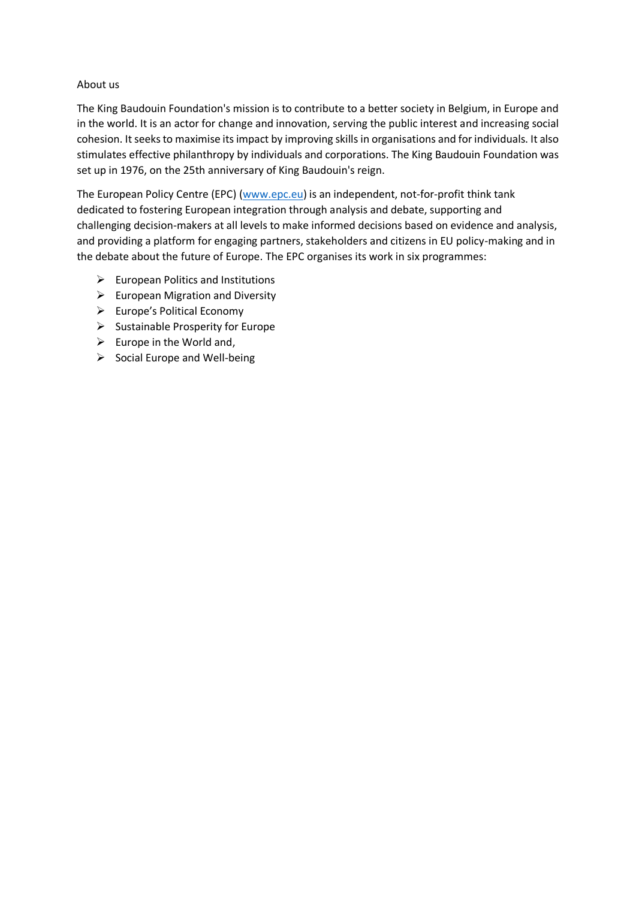About us

The King Baudouin Foundation's mission is to contribute to a better society in Belgium, in Europe and in the world. It is an actor for change and innovation, serving the public interest and increasing social cohesion. It seeks to maximise its impact by improving skills in organisations and for individuals. It also stimulates effective philanthropy by individuals and corporations. The King Baudouin Foundation was set up in 1976, on the 25th anniversary of King Baudouin's reign.

The European Policy Centre (EPC) (www.epc.eu) is an independent, not-for-profit think tank dedicated to fostering European integration through analysis and debate, supporting and challenging decision-makers at all levels to make informed decisions based on evidence and analysis, and providing a platform for engaging partners, stakeholders and citizens in EU policy-making and in the debate about the future of Europe. The EPC organises its work in six programmes:

- European Politics and Institutions
- European Migration and Diversity
- Europe's Political Economy
- Sustainable Prosperity for Europe
- Europe in the World and,
- Social Europe and Well-being